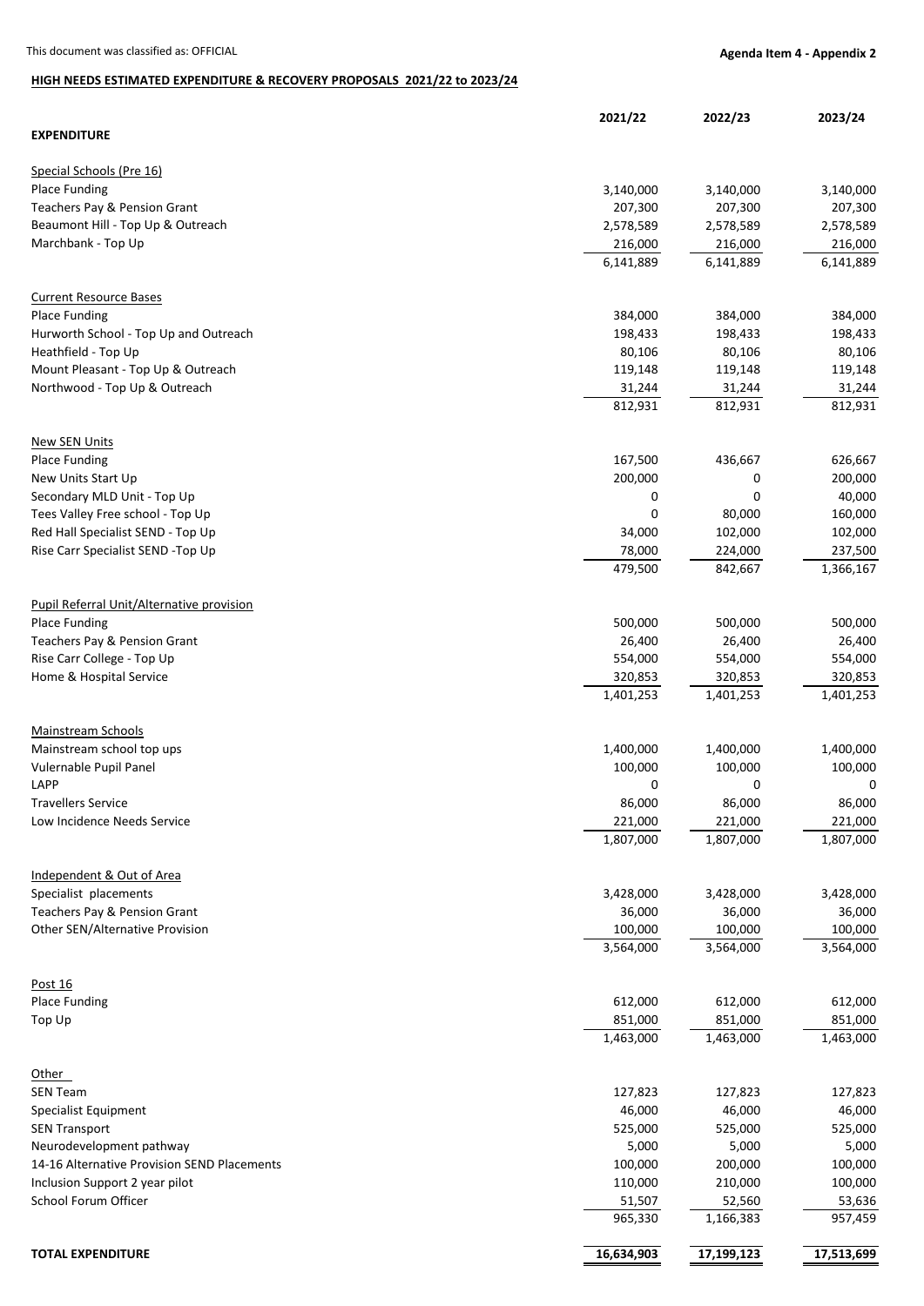This document was classified as: OFFICIAL

**Agenda Item 4 - Appendix 2**

**HIGH NEEDS ESTIMATED EXPENDITURE & RECOVERY PROPOSALS 2021/22 to 2023/24**

| **EXPENDITURE** | **2021/22** | **2022/23** | **2023/24** |
|---|---|---|---|
| Special Schools (Pre 16) | | | |
| Place Funding | 3,140,000 | 3,140,000 | 3,140,000 |
| Teachers Pay & Pension Grant | 207,300 | 207,300 | 207,300 |
| Beaumont Hill - Top Up & Outreach | 2,578,589 | 2,578,589 | 2,578,589 |
| Marchbank - Top Up | 216,000 | 216,000 | 216,000 |
| | 6,141,889 | 6,141,889 | 6,141,889 |
| Current Resource Bases | | | |
| Place Funding | 384,000 | 384,000 | 384,000 |
| Hurworth School - Top Up and Outreach | 198,433 | 198,433 | 198,433 |
| Heathfield - Top Up | 80,106 | 80,106 | 80,106 |
| Mount Pleasant - Top Up & Outreach | 119,148 | 119,148 | 119,148 |
| Northwood - Top Up & Outreach | 31,244 | 31,244 | 31,244 |
| | 812,931 | 812,931 | 812,931 |
| New SEN Units | | | |
| Place Funding | 167,500 | 436,667 | 626,667 |
| New Units Start Up | 200,000 | 0 | 200,000 |
| Secondary MLD Unit - Top Up | 0 | 0 | 40,000 |
| Tees Valley Free school - Top Up | 0 | 80,000 | 160,000 |
| Red Hall Specialist SEND - Top Up | 34,000 | 102,000 | 102,000 |
| Rise Carr Specialist SEND -Top Up | 78,000 | 224,000 | 237,500 |
| | 479,500 | 842,667 | 1,366,167 |
| Pupil Referral Unit/Alternative provision | | | |
| Place Funding | 500,000 | 500,000 | 500,000 |
| Teachers Pay & Pension Grant | 26,400 | 26,400 | 26,400 |
| Rise Carr College - Top Up | 554,000 | 554,000 | 554,000 |
| Home & Hospital Service | 320,853 | 320,853 | 320,853 |
| | 1,401,253 | 1,401,253 | 1,401,253 |
| Mainstream Schools | | | |
| Mainstream school top ups | 1,400,000 | 1,400,000 | 1,400,000 |
| Vulernable Pupil Panel | 100,000 | 100,000 | 100,000 |
| LAPP | 0 | 0 | 0 |
| Travellers Service | 86,000 | 86,000 | 86,000 |
| Low Incidence Needs Service | 221,000 | 221,000 | 221,000 |
| | 1,807,000 | 1,807,000 | 1,807,000 |
| Independent & Out of Area | | | |
| Specialist placements | 3,428,000 | 3,428,000 | 3,428,000 |
| Teachers Pay & Pension Grant | 36,000 | 36,000 | 36,000 |
| Other SEN/Alternative Provision | 100,000 | 100,000 | 100,000 |
| | 3,564,000 | 3,564,000 | 3,564,000 |
| Post 16 | | | |
| Place Funding | 612,000 | 612,000 | 612,000 |
| Top Up | 851,000 | 851,000 | 851,000 |
| | 1,463,000 | 1,463,000 | 1,463,000 |
| Other | | | |
| SEN Team | 127,823 | 127,823 | 127,823 |
| Specialist Equipment | 46,000 | 46,000 | 46,000 |
| SEN Transport | 525,000 | 525,000 | 525,000 |
| Neurodevelopment pathway | 5,000 | 5,000 | 5,000 |
| 14-16 Alternative Provision SEND Placements | 100,000 | 200,000 | 100,000 |
| Inclusion Support 2 year pilot | 110,000 | 210,000 | 100,000 |
| School Forum Officer | 51,507 | 52,560 | 53,636 |
| | 965,330 | 1,166,383 | 957,459 |
| **TOTAL EXPENDITURE** | **16,634,903** | **17,199,123** | **17,513,699** |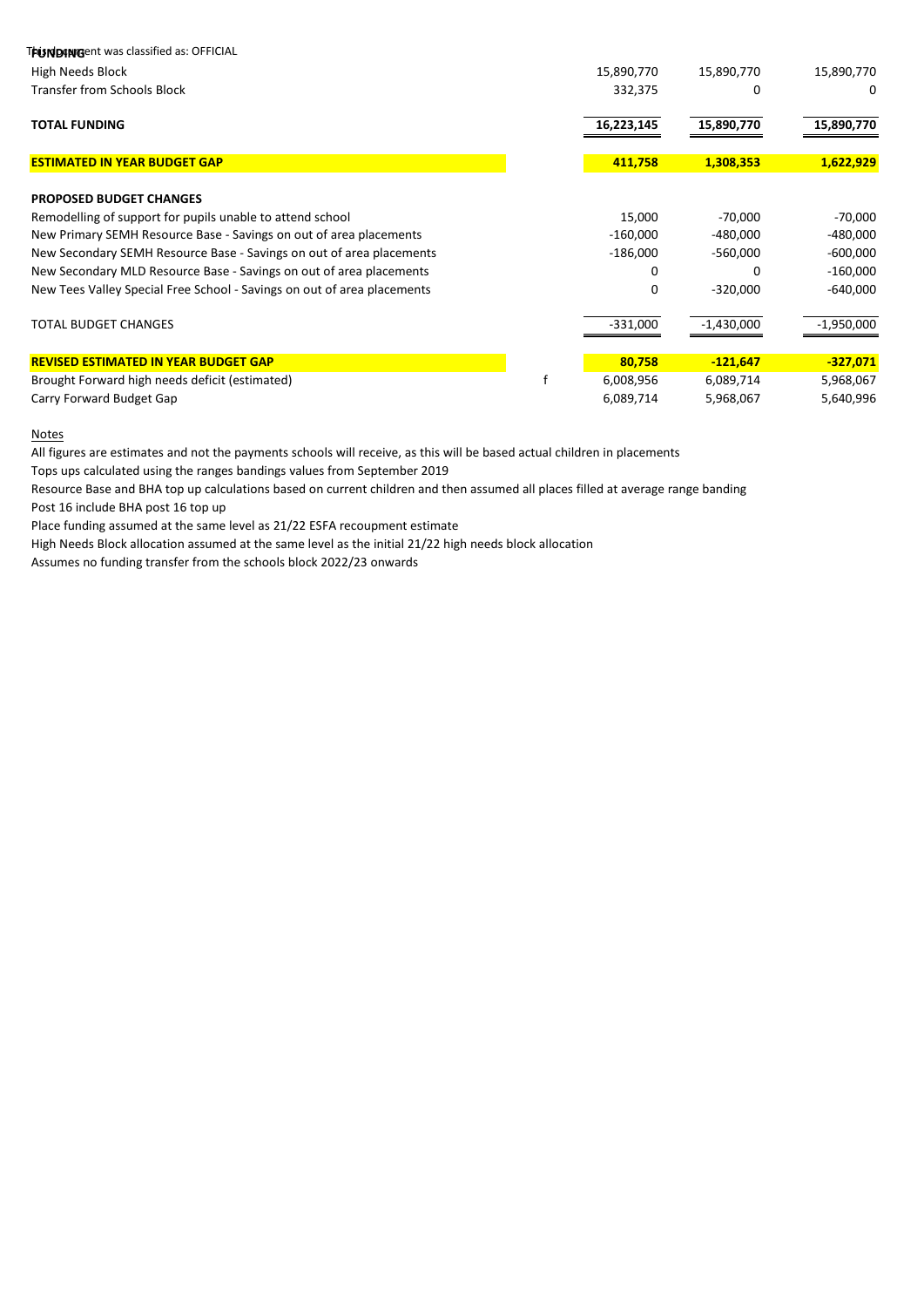This document was classified as: OFFICIAL

| | | | | |
|---|---|---|---|---|
| **FUNDING** | | | | |
| High Needs Block | | 15,890,770 | 15,890,770 | 15,890,770 |
| Transfer from Schools Block | | 332,375 | 0 | 0 |
| **TOTAL FUNDING** | | **16,223,145** | **15,890,770** | **15,890,770** |
| **ESTIMATED IN YEAR BUDGET GAP** | | **411,758** | **1,308,353** | **1,622,929** |
| **PROPOSED BUDGET CHANGES** | | | | |
| Remodelling of support for pupils unable to attend school | | 15,000 | -70,000 | -70,000 |
| New Primary SEMH Resource Base - Savings on out of area placements | | -160,000 | -480,000 | -480,000 |
| New Secondary SEMH Resource Base - Savings on out of area placements | | -186,000 | -560,000 | -600,000 |
| New Secondary MLD Resource Base - Savings on out of area placements | | 0 | 0 | -160,000 |
| New Tees Valley Special Free School - Savings on out of area placements | | 0 | -320,000 | -640,000 |
| TOTAL BUDGET CHANGES | | -331,000 | -1,430,000 | -1,950,000 |
| **REVISED ESTIMATED IN YEAR BUDGET GAP** | | **80,758** | **-121,647** | **-327,071** |
| Brought Forward high needs deficit (estimated) | f | 6,008,956 | 6,089,714 | 5,968,067 |
| Carry Forward Budget Gap | | 6,089,714 | 5,968,067 | 5,640,996 |

Notes

All figures are estimates and not the payments schools will receive, as this will be based actual children in placements

Tops ups calculated using the ranges bandings values from September 2019

Resource Base and BHA top up calculations based on current children and then assumed all places filled at average range banding

Post 16 include BHA post 16 top up

Place funding assumed at the same level as 21/22 ESFA recoupment estimate

High Needs Block allocation assumed at the same level as the initial 21/22 high needs block allocation

Assumes no funding transfer from the schools block 2022/23 onwards